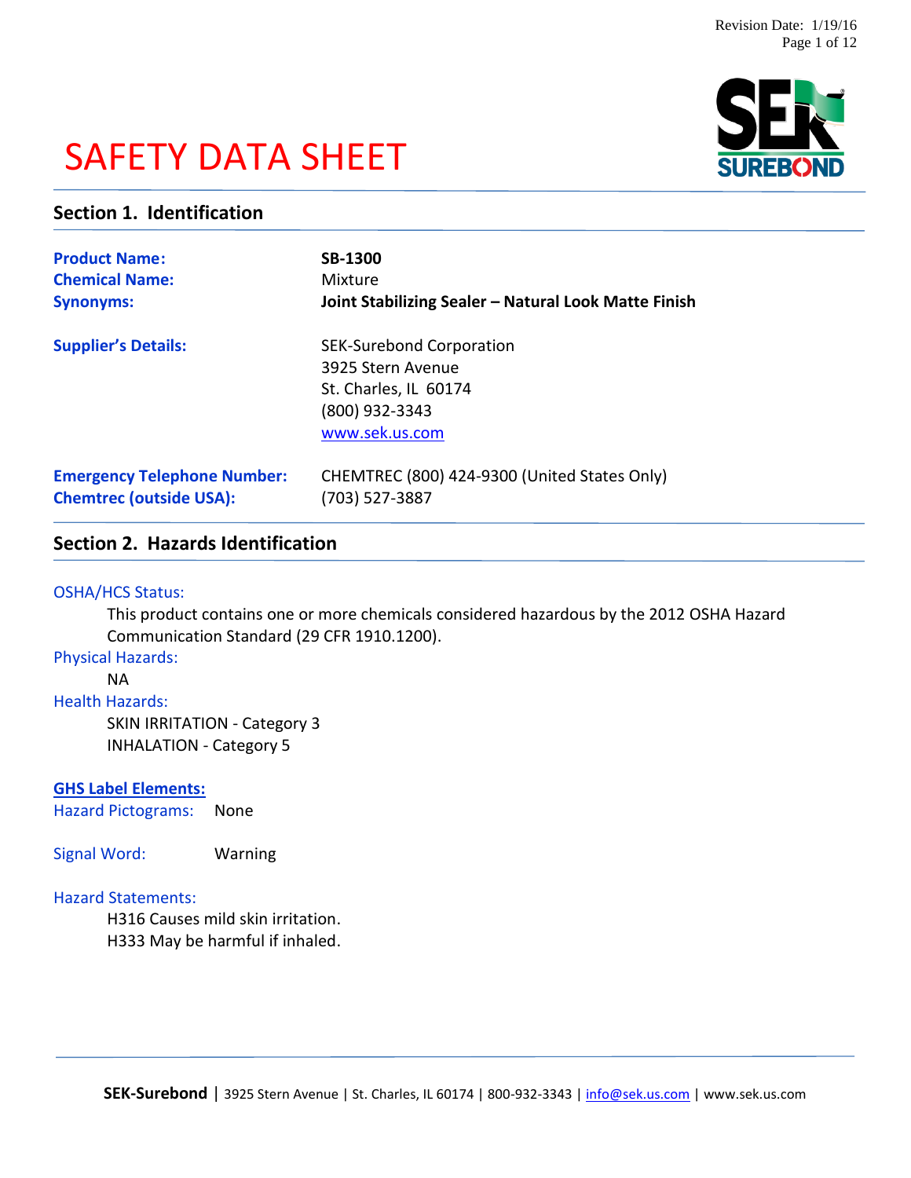# SAFETY DATA SHEET

## Section 1. Identification

**Product Name:** **SB-1300**
**Chemical Name:** Mixture
**Synonyms:** **Joint Stabilizing Sealer – Natural Look Matte Finish**

**Supplier's Details:**
SEK-Surebond Corporation
3925 Stern Avenue
St. Charles, IL 60174
(800) 932-3343
www.sek.us.com

**Emergency Telephone Number:** CHEMTREC (800) 424-9300 (United States Only)
**Chemtrec (outside USA):** (703) 527-3887

## Section 2. Hazards Identification

OSHA/HCS Status:

This product contains one or more chemicals considered hazardous by the 2012 OSHA Hazard Communication Standard (29 CFR 1910.1200).

Physical Hazards:

NA

Health Hazards:

SKIN IRRITATION - Category 3
INHALATION - Category 5

**GHS Label Elements:**

Hazard Pictograms: None

Signal Word: Warning

Hazard Statements:

H316 Causes mild skin irritation.
H333 May be harmful if inhaled.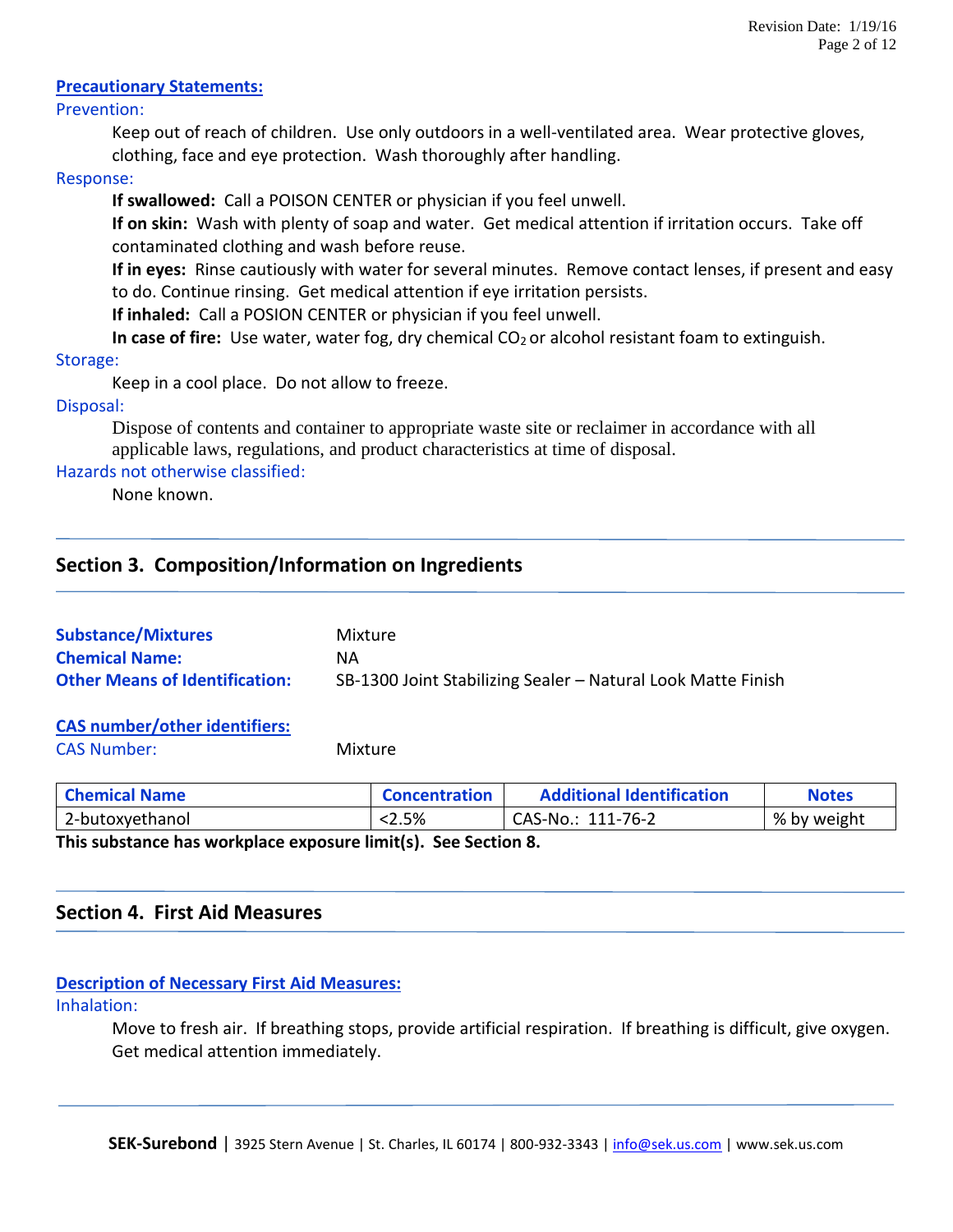**Precautionary Statements:**

Prevention:

Keep out of reach of children. Use only outdoors in a well-ventilated area. Wear protective gloves, clothing, face and eye protection. Wash thoroughly after handling.

Response:

**If swallowed:** Call a POISON CENTER or physician if you feel unwell.

**If on skin:** Wash with plenty of soap and water. Get medical attention if irritation occurs. Take off contaminated clothing and wash before reuse.

**If in eyes:** Rinse cautiously with water for several minutes. Remove contact lenses, if present and easy to do. Continue rinsing. Get medical attention if eye irritation persists.

**If inhaled:** Call a POSION CENTER or physician if you feel unwell.

**In case of fire:** Use water, water fog, dry chemical $CO_2$ or alcohol resistant foam to extinguish.

Storage:

Keep in a cool place. Do not allow to freeze.

Disposal:

Dispose of contents and container to appropriate waste site or reclaimer in accordance with all applicable laws, regulations, and product characteristics at time of disposal.

Hazards not otherwise classified:

None known.

## Section 3. Composition/Information on Ingredients

**Substance/Mixtures** Mixture

**Chemical Name:** NA

**Other Means of Identification:** SB-1300 Joint Stabilizing Sealer – Natural Look Matte Finish

**CAS number/other identifiers:**

CAS Number: Mixture

| Chemical Name | Concentration | Additional Identification | Notes |
|---|---|---|---|
| 2-butoxyethanol | <2.5% | CAS-No.: 111-76-2 | % by weight |

**This substance has workplace exposure limit(s). See Section 8.**

## Section 4. First Aid Measures

**Description of Necessary First Aid Measures:**

Inhalation:

Move to fresh air. If breathing stops, provide artificial respiration. If breathing is difficult, give oxygen. Get medical attention immediately.

**SEK-Surebond** | 3925 Stern Avenue | St. Charles, IL 60174 | 800-932-3343 | info@sek.us.com | www.sek.us.com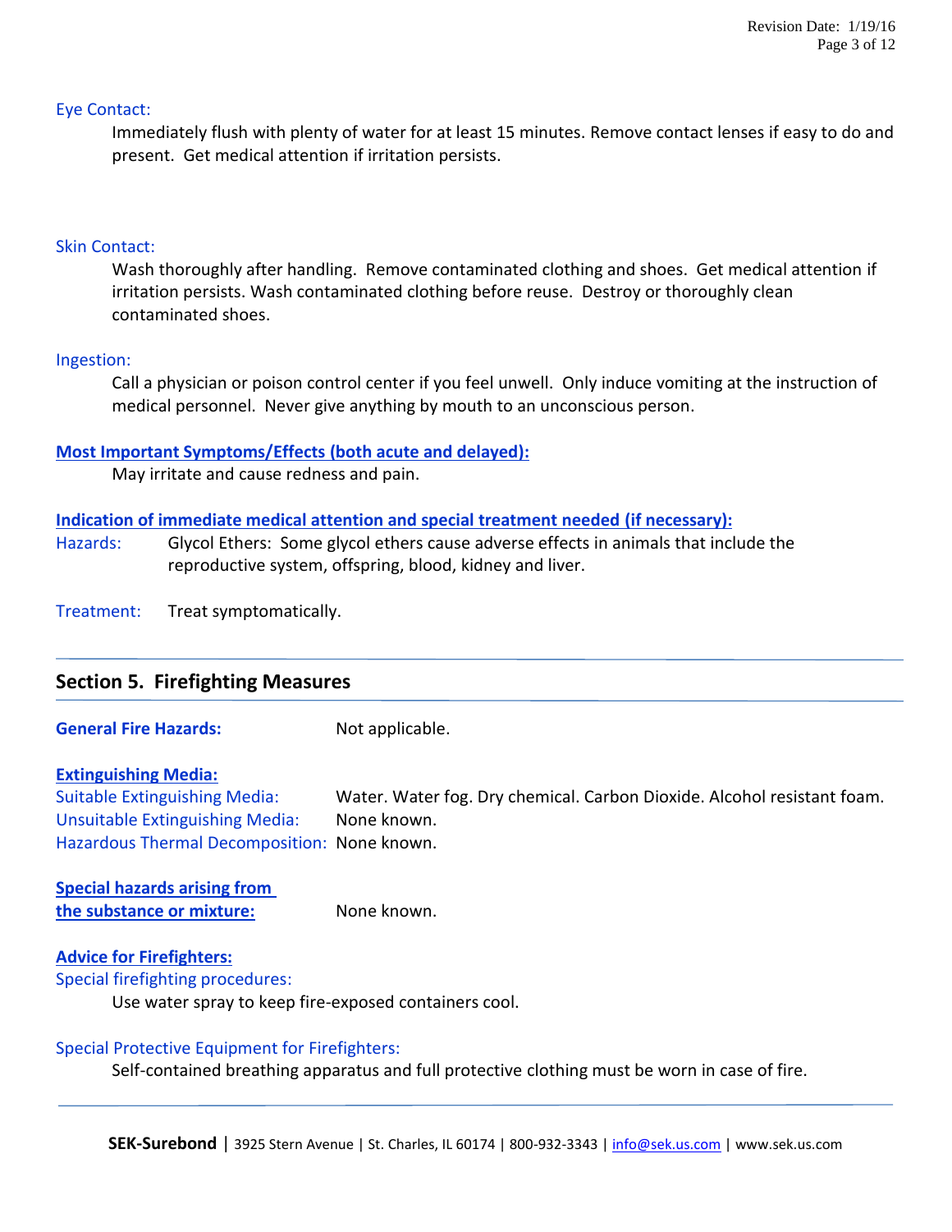Eye Contact:

Immediately flush with plenty of water for at least 15 minutes. Remove contact lenses if easy to do and present. Get medical attention if irritation persists.

Skin Contact:

Wash thoroughly after handling. Remove contaminated clothing and shoes. Get medical attention if irritation persists. Wash contaminated clothing before reuse. Destroy or thoroughly clean contaminated shoes.

Ingestion:

Call a physician or poison control center if you feel unwell. Only induce vomiting at the instruction of medical personnel. Never give anything by mouth to an unconscious person.

**Most Important Symptoms/Effects (both acute and delayed):**

May irritate and cause redness and pain.

**Indication of immediate medical attention and special treatment needed (if necessary):**

Hazards: Glycol Ethers: Some glycol ethers cause adverse effects in animals that include the reproductive system, offspring, blood, kidney and liver.

Treatment: Treat symptomatically.

## Section 5. Firefighting Measures

**General Fire Hazards:** Not applicable.

**Extinguishing Media:**

Suitable Extinguishing Media: Water. Water fog. Dry chemical. Carbon Dioxide. Alcohol resistant foam.

Unsuitable Extinguishing Media: None known.

Hazardous Thermal Decomposition: None known.

**Special hazards arising from the substance or mixture:** None known.

**Advice for Firefighters:**

Special firefighting procedures:

Use water spray to keep fire-exposed containers cool.

Special Protective Equipment for Firefighters:

Self-contained breathing apparatus and full protective clothing must be worn in case of fire.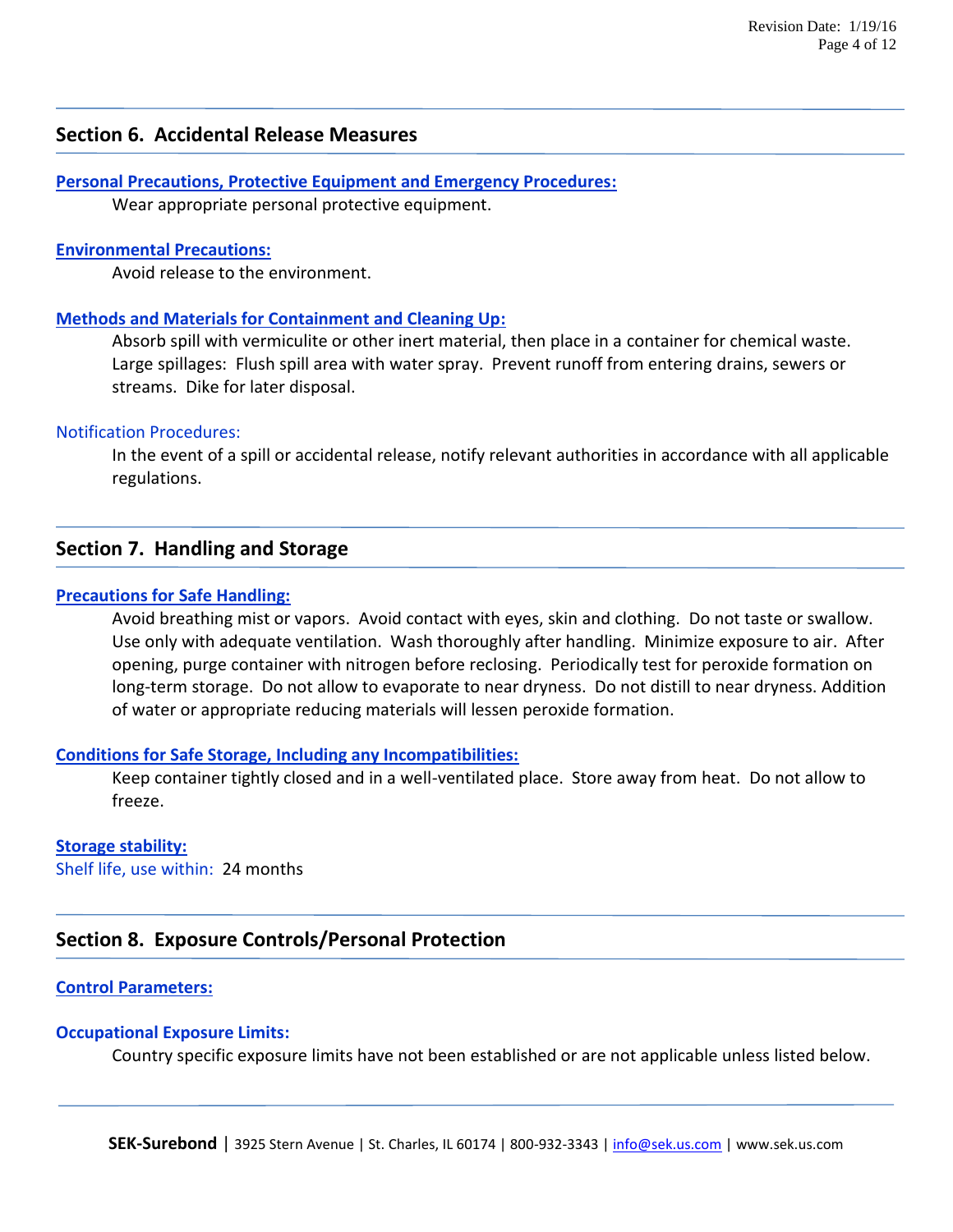## Section 6. Accidental Release Measures

**Personal Precautions, Protective Equipment and Emergency Procedures:**

Wear appropriate personal protective equipment.

**Environmental Precautions:**

Avoid release to the environment.

**Methods and Materials for Containment and Cleaning Up:**

Absorb spill with vermiculite or other inert material, then place in a container for chemical waste. Large spillages: Flush spill area with water spray. Prevent runoff from entering drains, sewers or streams. Dike for later disposal.

Notification Procedures:

In the event of a spill or accidental release, notify relevant authorities in accordance with all applicable regulations.

## Section 7. Handling and Storage

**Precautions for Safe Handling:**

Avoid breathing mist or vapors. Avoid contact with eyes, skin and clothing. Do not taste or swallow. Use only with adequate ventilation. Wash thoroughly after handling. Minimize exposure to air. After opening, purge container with nitrogen before reclosing. Periodically test for peroxide formation on long-term storage. Do not allow to evaporate to near dryness. Do not distill to near dryness. Addition of water or appropriate reducing materials will lessen peroxide formation.

**Conditions for Safe Storage, Including any Incompatibilities:**

Keep container tightly closed and in a well-ventilated place. Store away from heat. Do not allow to freeze.

**Storage stability:**

Shelf life, use within: 24 months

## Section 8. Exposure Controls/Personal Protection

**Control Parameters:**

**Occupational Exposure Limits:**

Country specific exposure limits have not been established or are not applicable unless listed below.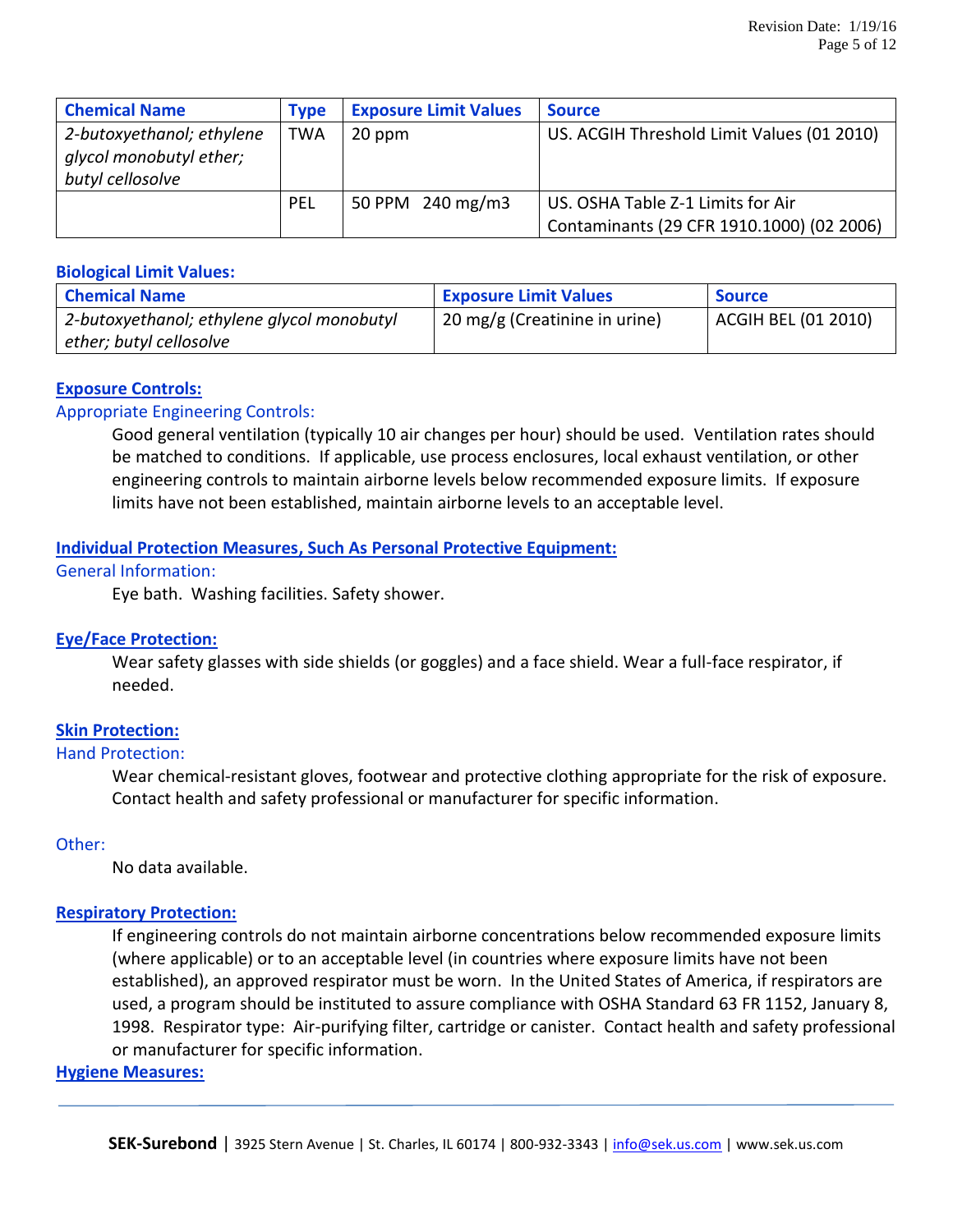| Chemical Name | Type | Exposure Limit Values | Source |
|---|---|---|---|
| *2-butoxyethanol; ethylene glycol monobutyl ether; butyl cellosolve* | TWA | 20 ppm | US. ACGIH Threshold Limit Values (01 2010) |
| | PEL | 50 PPM 240 mg/m3 | US. OSHA Table Z-1 Limits for Air Contaminants (29 CFR 1910.1000) (02 2006) |

### Biological Limit Values:

| Chemical Name | Exposure Limit Values | Source |
|---|---|---|
| *2-butoxyethanol; ethylene glycol monobutyl ether; butyl cellosolve* | 20 mg/g (Creatinine in urine) | ACGIH BEL (01 2010) |

### Exposure Controls:

Appropriate Engineering Controls:

Good general ventilation (typically 10 air changes per hour) should be used. Ventilation rates should be matched to conditions. If applicable, use process enclosures, local exhaust ventilation, or other engineering controls to maintain airborne levels below recommended exposure limits. If exposure limits have not been established, maintain airborne levels to an acceptable level.

### Individual Protection Measures, Such As Personal Protective Equipment:

General Information:

Eye bath. Washing facilities. Safety shower.

### Eye/Face Protection:

Wear safety glasses with side shields (or goggles) and a face shield. Wear a full-face respirator, if needed.

### Skin Protection:

Hand Protection:

Wear chemical-resistant gloves, footwear and protective clothing appropriate for the risk of exposure. Contact health and safety professional or manufacturer for specific information.

Other:

No data available.

### Respiratory Protection:

If engineering controls do not maintain airborne concentrations below recommended exposure limits (where applicable) or to an acceptable level (in countries where exposure limits have not been established), an approved respirator must be worn. In the United States of America, if respirators are used, a program should be instituted to assure compliance with OSHA Standard 63 FR 1152, January 8, 1998. Respirator type: Air-purifying filter, cartridge or canister. Contact health and safety professional or manufacturer for specific information.

### Hygiene Measures: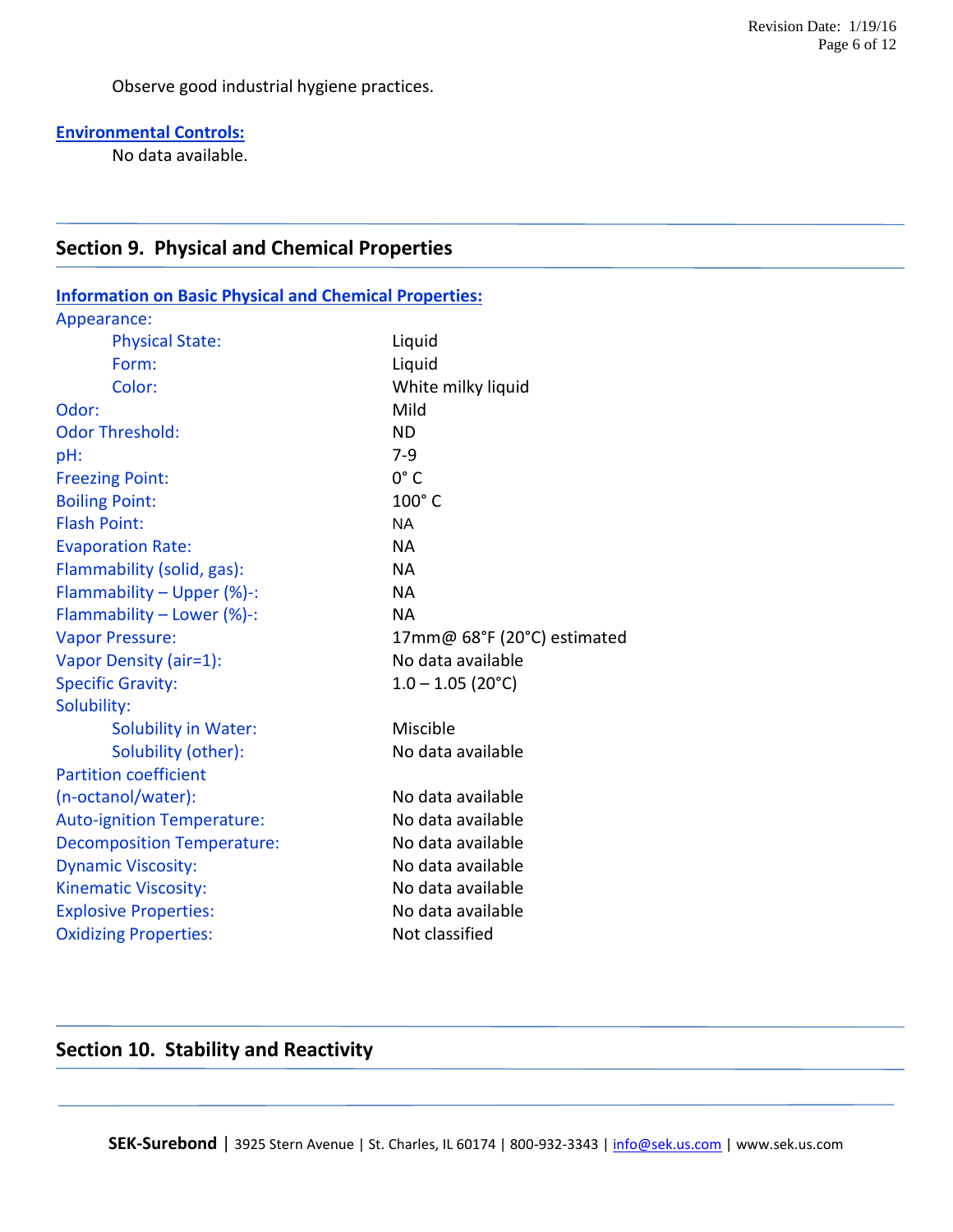Observe good industrial hygiene practices.

**Environmental Controls:**

No data available.

## Section 9. Physical and Chemical Properties

**Information on Basic Physical and Chemical Properties:**

| | |
|---|---|
| Appearance: | |
| Physical State: | Liquid |
| Form: | Liquid |
| Color: | White milky liquid |
| Odor: | Mild |
| Odor Threshold: | ND |
| pH: | 7-9 |
| Freezing Point: | 0° C |
| Boiling Point: | 100° C |
| Flash Point: | NA |
| Evaporation Rate: | NA |
| Flammability (solid, gas): | NA |
| Flammability – Upper (%)-: | NA |
| Flammability – Lower (%)-: | NA |
| Vapor Pressure: | 17mm@ 68°F (20°C) estimated |
| Vapor Density (air=1): | No data available |
| Specific Gravity: | 1.0 – 1.05 (20°C) |
| Solubility: | |
| Solubility in Water: | Miscible |
| Solubility (other): | No data available |
| Partition coefficient (n-octanol/water): | No data available |
| Auto-ignition Temperature: | No data available |
| Decomposition Temperature: | No data available |
| Dynamic Viscosity: | No data available |
| Kinematic Viscosity: | No data available |
| Explosive Properties: | No data available |
| Oxidizing Properties: | Not classified |

## Section 10. Stability and Reactivity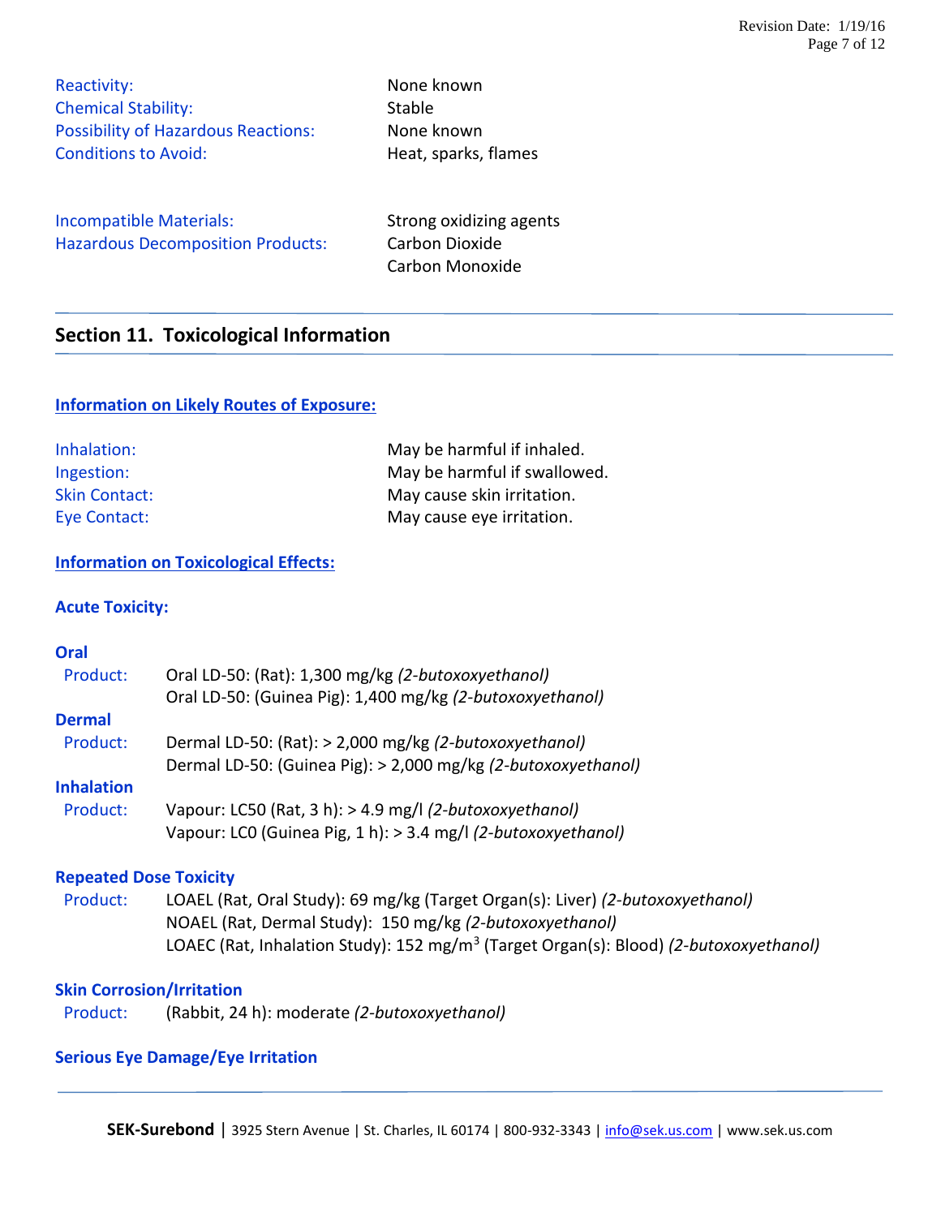| | |
|---|---|
| Reactivity: | None known |
| Chemical Stability: | Stable |
| Possibility of Hazardous Reactions: | None known |
| Conditions to Avoid: | Heat, sparks, flames |
| Incompatible Materials: | Strong oxidizing agents |
| Hazardous Decomposition Products: | Carbon Dioxide<br>Carbon Monoxide |

## Section 11. Toxicological Information

### Information on Likely Routes of Exposure:

| | |
|---|---|
| Inhalation: | May be harmful if inhaled. |
| Ingestion: | May be harmful if swallowed. |
| Skin Contact: | May cause skin irritation. |
| Eye Contact: | May cause eye irritation. |

### Information on Toxicological Effects:

**Acute Toxicity:**

**Oral**

Product: Oral LD-50: (Rat): 1,300 mg/kg *(2-butoxoxyethanol)*
Oral LD-50: (Guinea Pig): 1,400 mg/kg *(2-butoxoxyethanol)*

**Dermal**

Product: Dermal LD-50: (Rat): > 2,000 mg/kg *(2-butoxoxyethanol)*
Dermal LD-50: (Guinea Pig): > 2,000 mg/kg *(2-butoxoxyethanol)*

**Inhalation**

Product: Vapour: LC50 (Rat, 3 h): > 4.9 mg/l *(2-butoxoxyethanol)*
Vapour: LC0 (Guinea Pig, 1 h): > 3.4 mg/l *(2-butoxoxyethanol)*

**Repeated Dose Toxicity**

Product: LOAEL (Rat, Oral Study): 69 mg/kg (Target Organ(s): Liver) *(2-butoxoxyethanol)*
NOAEL (Rat, Dermal Study): 150 mg/kg *(2-butoxoxyethanol)*
LOAEC (Rat, Inhalation Study): 152 $mg/m^3$ (Target Organ(s): Blood) *(2-butoxoxyethanol)*

**Skin Corrosion/Irritation**

Product: (Rabbit, 24 h): moderate *(2-butoxoxyethanol)*

**Serious Eye Damage/Eye Irritation**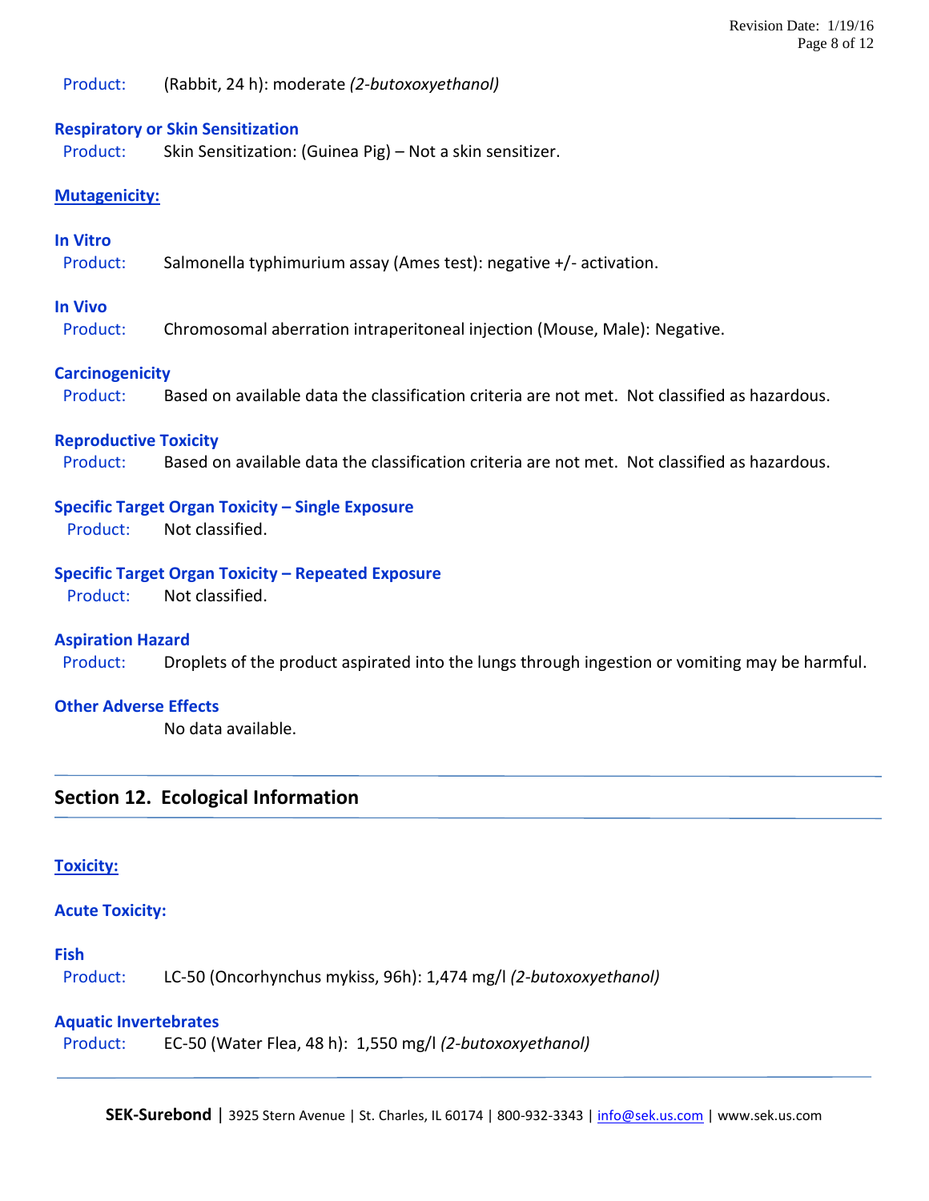Product: (Rabbit, 24 h): moderate *(2-butoxyethanol)*

**Respiratory or Skin Sensitization**

Product: Skin Sensitization: (Guinea Pig) – Not a skin sensitizer.

**Mutagenicity:**

**In Vitro**

Product: Salmonella typhimurium assay (Ames test): negative +/- activation.

**In Vivo**

Product: Chromosomal aberration intraperitoneal injection (Mouse, Male): Negative.

**Carcinogenicity**

Product: Based on available data the classification criteria are not met. Not classified as hazardous.

**Reproductive Toxicity**

Product: Based on available data the classification criteria are not met. Not classified as hazardous.

**Specific Target Organ Toxicity – Single Exposure**

Product: Not classified.

**Specific Target Organ Toxicity – Repeated Exposure**

Product: Not classified.

**Aspiration Hazard**

Product: Droplets of the product aspirated into the lungs through ingestion or vomiting may be harmful.

**Other Adverse Effects**

No data available.

## Section 12. Ecological Information

**Toxicity:**

**Acute Toxicity:**

**Fish**

Product: LC-50 (Oncorhynchus mykiss, 96h): 1,474 mg/l *(2-butoxyethanol)*

**Aquatic Invertebrates**

Product: EC-50 (Water Flea, 48 h): 1,550 mg/l *(2-butoxyethanol)*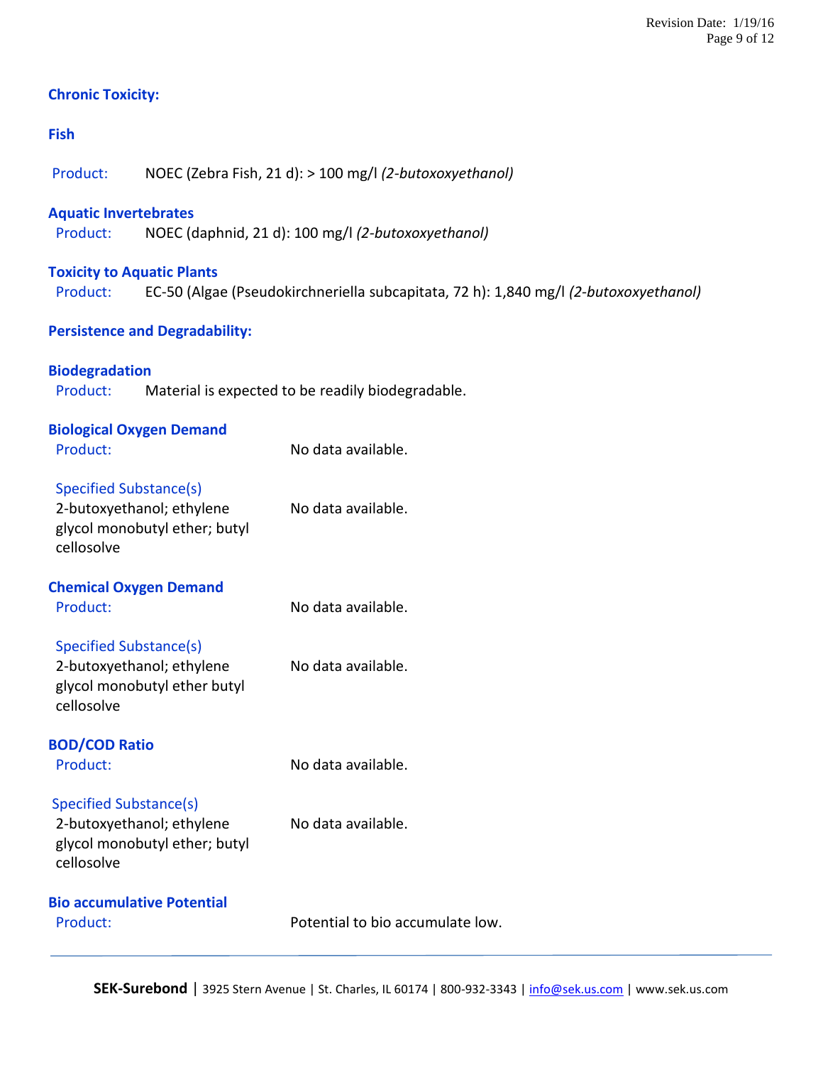### Chronic Toxicity:

**Fish**

Product: NOEC (Zebra Fish, 21 d): > 100 mg/l *(2-butoxoxyethanol)*

**Aquatic Invertebrates**

Product: NOEC (daphnid, 21 d): 100 mg/l *(2-butoxoxyethanol)*

**Toxicity to Aquatic Plants**

Product: EC-50 (Algae (Pseudokirchneriella subcapitata, 72 h): 1,840 mg/l *(2-butoxoxyethanol)*

### Persistence and Degradability:

**Biodegradation**

Product: Material is expected to be readily biodegradable.

**Biological Oxygen Demand**

Product: No data available.

Specified Substance(s)
2-butoxyethanol; ethylene glycol monobutyl ether; butyl cellosolve: No data available.

**Chemical Oxygen Demand**

Product: No data available.

Specified Substance(s)
2-butoxyethanol; ethylene glycol monobutyl ether butyl cellosolve: No data available.

**BOD/COD Ratio**

Product: No data available.

Specified Substance(s)
2-butoxyethanol; ethylene glycol monobutyl ether; butyl cellosolve: No data available.

**Bio accumulative Potential**

Product: Potential to bio accumulate low.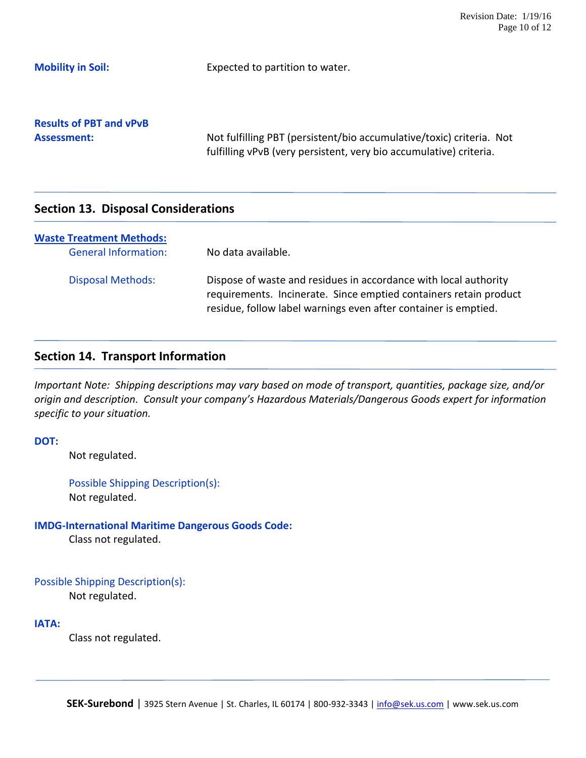**Mobility in Soil:** Expected to partition to water.

**Results of PBT and vPvB Assessment:** Not fulfilling PBT (persistent/bio accumulative/toxic) criteria. Not fulfilling vPvB (very persistent, very bio accumulative) criteria.

## Section 13. Disposal Considerations

**Waste Treatment Methods:**

General Information: No data available.

Disposal Methods: Dispose of waste and residues in accordance with local authority requirements. Incinerate. Since emptied containers retain product residue, follow label warnings even after container is emptied.

## Section 14. Transport Information

*Important Note: Shipping descriptions may vary based on mode of transport, quantities, package size, and/or origin and description. Consult your company's Hazardous Materials/Dangerous Goods expert for information specific to your situation.*

**DOT:**

Not regulated.

Possible Shipping Description(s):
Not regulated.

**IMDG-International Maritime Dangerous Goods Code:**

Class not regulated.

Possible Shipping Description(s):
Not regulated.

**IATA:**

Class not regulated.

**SEK-Surebond** | 3925 Stern Avenue | St. Charles, IL 60174 | 800-932-3343 | info@sek.us.com | www.sek.us.com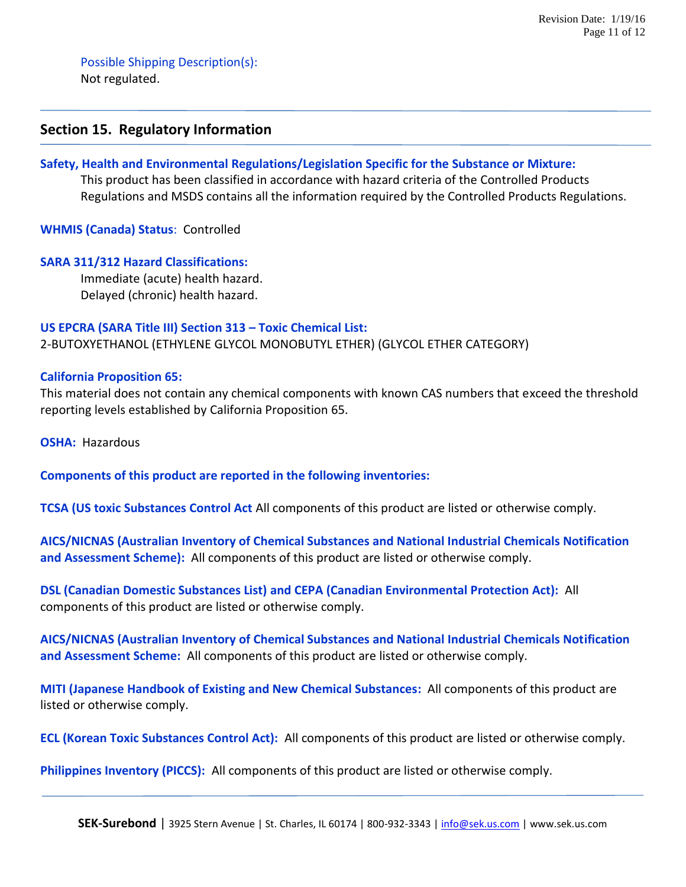Possible Shipping Description(s):

Not regulated.

## Section 15. Regulatory Information

**Safety, Health and Environmental Regulations/Legislation Specific for the Substance or Mixture:**

This product has been classified in accordance with hazard criteria of the Controlled Products Regulations and MSDS contains all the information required by the Controlled Products Regulations.

**WHMIS (Canada) Status**: Controlled

**SARA 311/312 Hazard Classifications:**

Immediate (acute) health hazard.
Delayed (chronic) health hazard.

**US EPCRA (SARA Title III) Section 313 – Toxic Chemical List:**

2-BUTOXYETHANOL (ETHYLENE GLYCOL MONOBUTYL ETHER) (GLYCOL ETHER CATEGORY)

**California Proposition 65:**

This material does not contain any chemical components with known CAS numbers that exceed the threshold reporting levels established by California Proposition 65.

**OSHA:** Hazardous

**Components of this product are reported in the following inventories:**

**TCSA (US toxic Substances Control Act** All components of this product are listed or otherwise comply.

**AICS/NICNAS (Australian Inventory of Chemical Substances and National Industrial Chemicals Notification and Assessment Scheme):** All components of this product are listed or otherwise comply.

**DSL (Canadian Domestic Substances List) and CEPA (Canadian Environmental Protection Act):** All components of this product are listed or otherwise comply.

**AICS/NICNAS (Australian Inventory of Chemical Substances and National Industrial Chemicals Notification and Assessment Scheme:** All components of this product are listed or otherwise comply.

**MITI (Japanese Handbook of Existing and New Chemical Substances:** All components of this product are listed or otherwise comply.

**ECL (Korean Toxic Substances Control Act):** All components of this product are listed or otherwise comply.

**Philippines Inventory (PICCS):** All components of this product are listed or otherwise comply.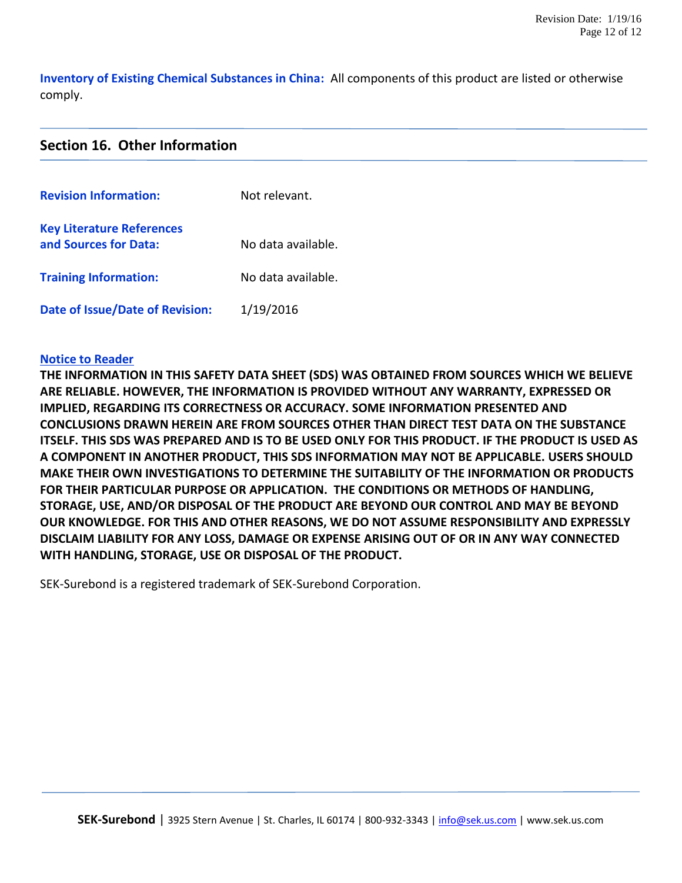**Inventory of Existing Chemical Substances in China:** All components of this product are listed or otherwise comply.

## Section 16. Other Information

**Revision Information:** Not relevant.

**Key Literature References and Sources for Data:** No data available.

**Training Information:** No data available.

**Date of Issue/Date of Revision:** 1/19/2016

**Notice to Reader**

**THE INFORMATION IN THIS SAFETY DATA SHEET (SDS) WAS OBTAINED FROM SOURCES WHICH WE BELIEVE ARE RELIABLE. HOWEVER, THE INFORMATION IS PROVIDED WITHOUT ANY WARRANTY, EXPRESSED OR IMPLIED, REGARDING ITS CORRECTNESS OR ACCURACY. SOME INFORMATION PRESENTED AND CONCLUSIONS DRAWN HEREIN ARE FROM SOURCES OTHER THAN DIRECT TEST DATA ON THE SUBSTANCE ITSELF. THIS SDS WAS PREPARED AND IS TO BE USED ONLY FOR THIS PRODUCT. IF THE PRODUCT IS USED AS A COMPONENT IN ANOTHER PRODUCT, THIS SDS INFORMATION MAY NOT BE APPLICABLE. USERS SHOULD MAKE THEIR OWN INVESTIGATIONS TO DETERMINE THE SUITABILITY OF THE INFORMATION OR PRODUCTS FOR THEIR PARTICULAR PURPOSE OR APPLICATION. THE CONDITIONS OR METHODS OF HANDLING, STORAGE, USE, AND/OR DISPOSAL OF THE PRODUCT ARE BEYOND OUR CONTROL AND MAY BE BEYOND OUR KNOWLEDGE. FOR THIS AND OTHER REASONS, WE DO NOT ASSUME RESPONSIBILITY AND EXPRESSLY DISCLAIM LIABILITY FOR ANY LOSS, DAMAGE OR EXPENSE ARISING OUT OF OR IN ANY WAY CONNECTED WITH HANDLING, STORAGE, USE OR DISPOSAL OF THE PRODUCT.**

SEK-Surebond is a registered trademark of SEK-Surebond Corporation.